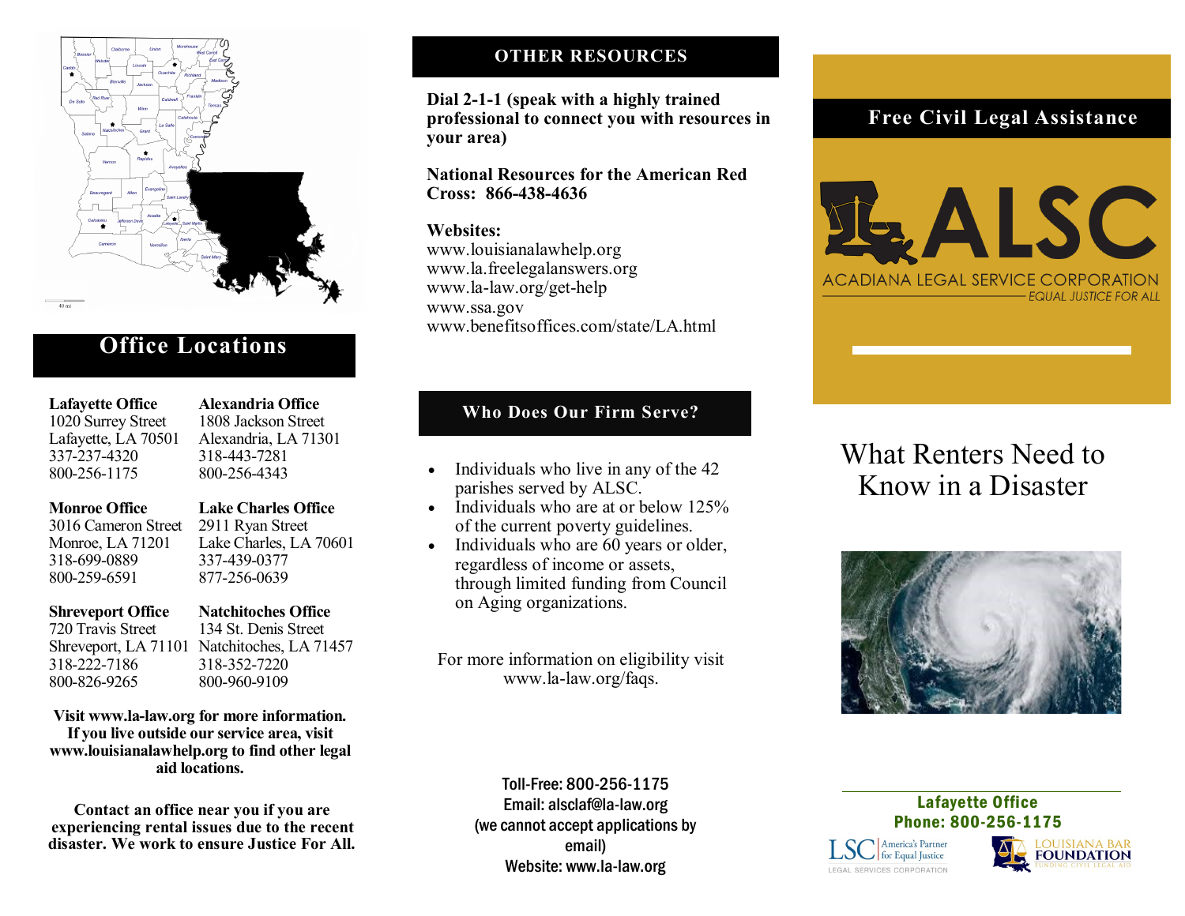## Office Locations

**Lafayette Office**
1020 Surrey Street
Lafayette, LA 70501
337-237-4320
800-256-1175

**Alexandria Office**
1808 Jackson Street
Alexandria, LA 71301
318-443-7281
800-256-4343

**Monroe Office**
3016 Cameron Street
Monroe, LA 71201
318-699-0889
800-259-6591

**Lake Charles Office**
2911 Ryan Street
Lake Charles, LA 70601
337-439-0377
877-256-0639

**Shreveport Office**
720 Travis Street
Shreveport, LA 71101
318-222-7186
800-826-9265

**Natchitoches Office**
134 St. Denis Street
Natchitoches, LA 71457
318-352-7220
800-960-9109

**Visit www.la-law.org for more information. If you live outside our service area, visit www.louisianalawhelp.org to find other legal aid locations.**

**Contact an office near you if you are experiencing rental issues due to the recent disaster. We work to ensure Justice For All.**

## OTHER RESOURCES

**Dial 2-1-1 (speak with a highly trained professional to connect you with resources in your area)**

**National Resources for the American Red Cross: 866-438-4636**

**Websites:**
www.louisianalawhelp.org
www.la.freelegalanswers.org
www.la-law.org/get-help
www.ssa.gov
www.benefitsoffices.com/state/LA.html

## Who Does Our Firm Serve?

- Individuals who live in any of the 42 parishes served by ALSC.
- Individuals who are at or below 125% of the current poverty guidelines.
- Individuals who are 60 years or older, regardless of income or assets, through limited funding from Council on Aging organizations.

For more information on eligibility visit www.la-law.org/faqs.

Toll-Free: 800-256-1175
Email: alsclaf@la-law.org
(we cannot accept applications by email)
Website: www.la-law.org

## Free Civil Legal Assistance

ALSC
ACADIANA LEGAL SERVICE CORPORATION
EQUAL JUSTICE FOR ALL

# What Renters Need to Know in a Disaster

Lafayette Office
Phone: 800-256-1175

LSC America's Partner for Equal Justice
LEGAL SERVICES CORPORATION

LOUISIANA BAR FOUNDATION
FUNDING CIVIL LEGAL AID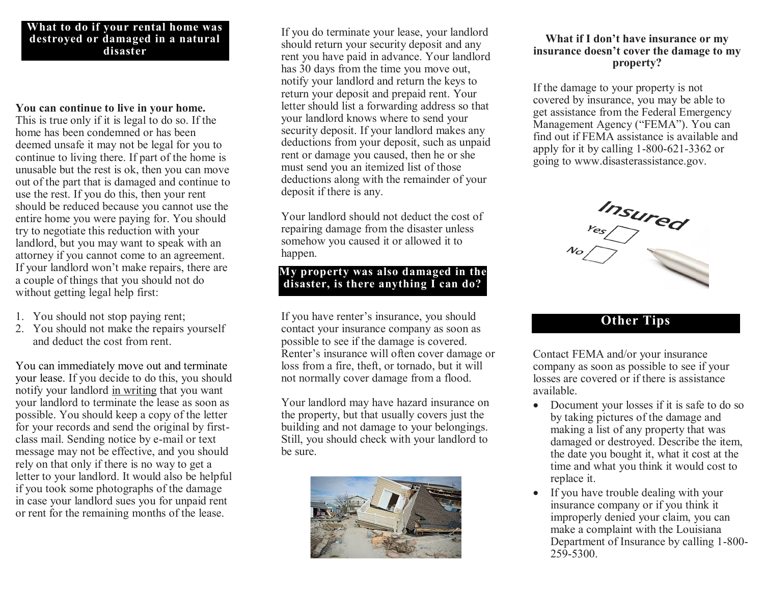## What to do if your rental home was destroyed or damaged in a natural disaster

**You can continue to live in your home.** This is true only if it is legal to do so. If the home has been condemned or has been deemed unsafe it may not be legal for you to continue to living there. If part of the home is unusable but the rest is ok, then you can move out of the part that is damaged and continue to use the rest. If you do this, then your rent should be reduced because you cannot use the entire home you were paying for. You should try to negotiate this reduction with your landlord, but you may want to speak with an attorney if you cannot come to an agreement. If your landlord won't make repairs, there are a couple of things that you should not do without getting legal help first:

1. You should not stop paying rent;
2. You should not make the repairs yourself and deduct the cost from rent.

You can immediately move out and terminate your lease. If you decide to do this, you should notify your landlord in writing that you want your landlord to terminate the lease as soon as possible. You should keep a copy of the letter for your records and send the original by first-class mail. Sending notice by e-mail or text message may not be effective, and you should rely on that only if there is no way to get a letter to your landlord. It would also be helpful if you took some photographs of the damage in case your landlord sues you for unpaid rent or rent for the remaining months of the lease.

If you do terminate your lease, your landlord should return your security deposit and any rent you have paid in advance. Your landlord has 30 days from the time you move out, notify your landlord and return the keys to return your deposit and prepaid rent. Your letter should list a forwarding address so that your landlord knows where to send your security deposit. If your landlord makes any deductions from your deposit, such as unpaid rent or damage you caused, then he or she must send you an itemized list of those deductions along with the remainder of your deposit if there is any.

Your landlord should not deduct the cost of repairing damage from the disaster unless somehow you caused it or allowed it to happen.

## My property was also damaged in the disaster, is there anything I can do?

If you have renter's insurance, you should contact your insurance company as soon as possible to see if the damage is covered. Renter's insurance will often cover damage or loss from a fire, theft, or tornado, but it will not normally cover damage from a flood.

Your landlord may have hazard insurance on the property, but that usually covers just the building and not damage to your belongings. Still, you should check with your landlord to be sure.

**What if I don't have insurance or my insurance doesn't cover the damage to my property?**

If the damage to your property is not covered by insurance, you may be able to get assistance from the Federal Emergency Management Agency ("FEMA"). You can find out if FEMA assistance is available and apply for it by calling 1-800-621-3362 or going to www.disasterassistance.gov.

## Other Tips

Contact FEMA and/or your insurance company as soon as possible to see if your losses are covered or if there is assistance available.

- Document your losses if it is safe to do so by taking pictures of the damage and making a list of any property that was damaged or destroyed. Describe the item, the date you bought it, what it cost at the time and what you think it would cost to replace it.
- If you have trouble dealing with your insurance company or if you think it improperly denied your claim, you can make a complaint with the Louisiana Department of Insurance by calling 1-800-259-5300.